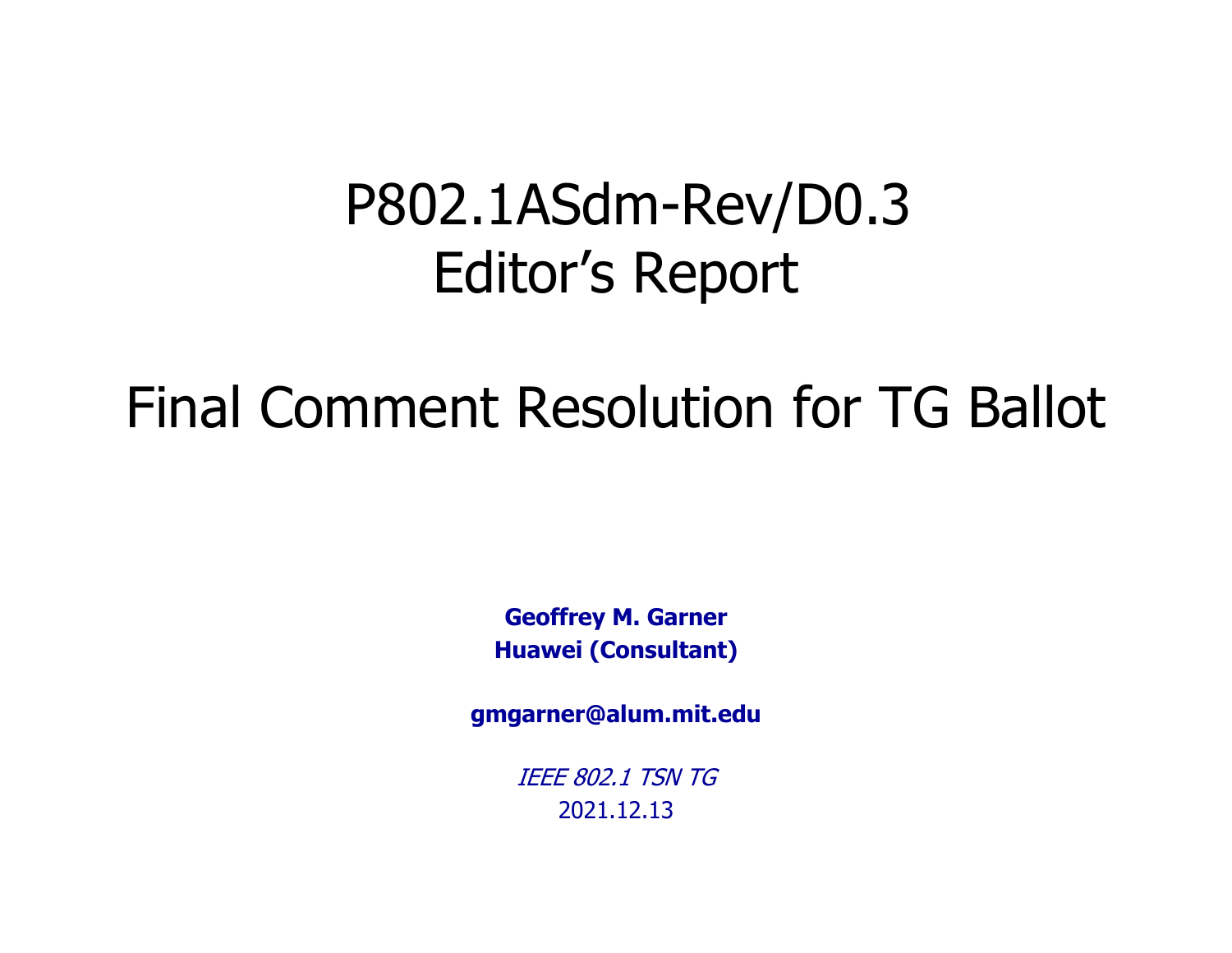# P802.1ASdm-Rev/D0.3 Editor’s Report

# Final Comment Resolution for TG Ballot

**Geoffrey M. Garner**
**Huawei (Consultant)**

**gmgarner@alum.mit.edu**

*IEEE 802.1 TSN TG*
2021.12.13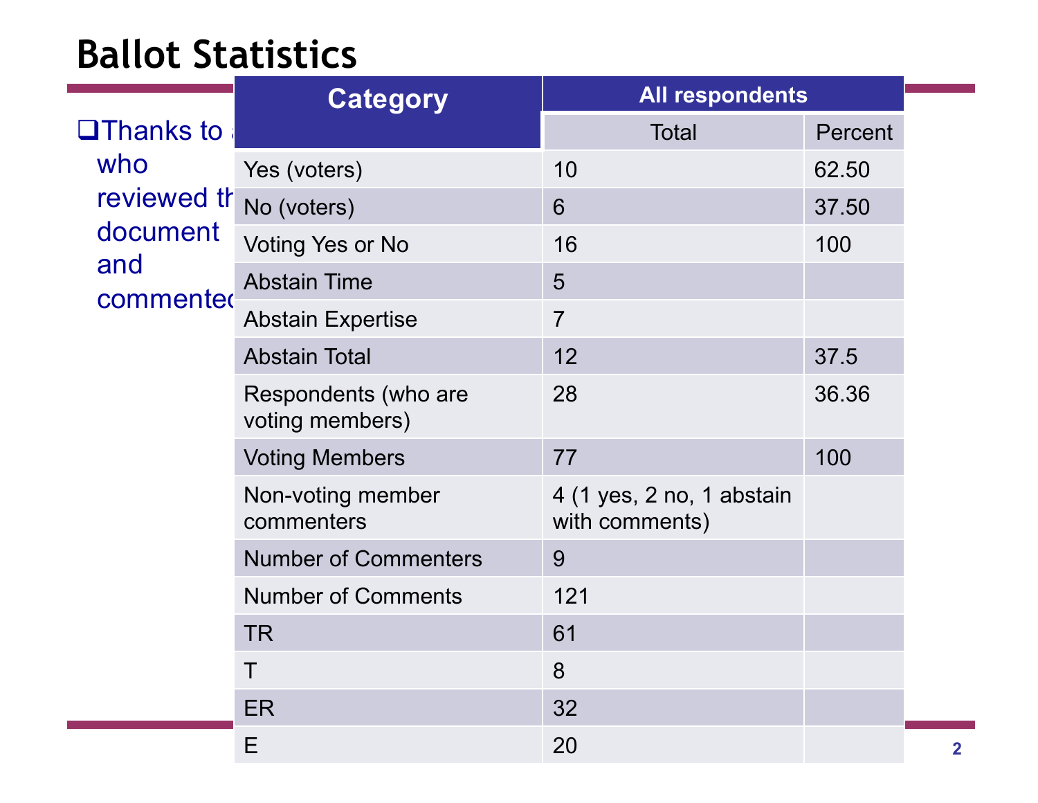# Ballot Statistics

- Thanks to a... who reviewed th... document and commented

| Category | All respondents | |
|---|---|---|
| | Total | Percent |
| Yes (voters) | 10 | 62.50 |
| No (voters) | 6 | 37.50 |
| Voting Yes or No | 16 | 100 |
| Abstain Time | 5 | |
| Abstain Expertise | 7 | |
| Abstain Total | 12 | 37.5 |
| Respondents (who are voting members) | 28 | 36.36 |
| Voting Members | 77 | 100 |
| Non-voting member commenters | 4 (1 yes, 2 no, 1 abstain with comments) | |
| Number of Commenters | 9 | |
| Number of Comments | 121 | |
| TR | 61 | |
| T | 8 | |
| ER | 32 | |
| E | 20 | |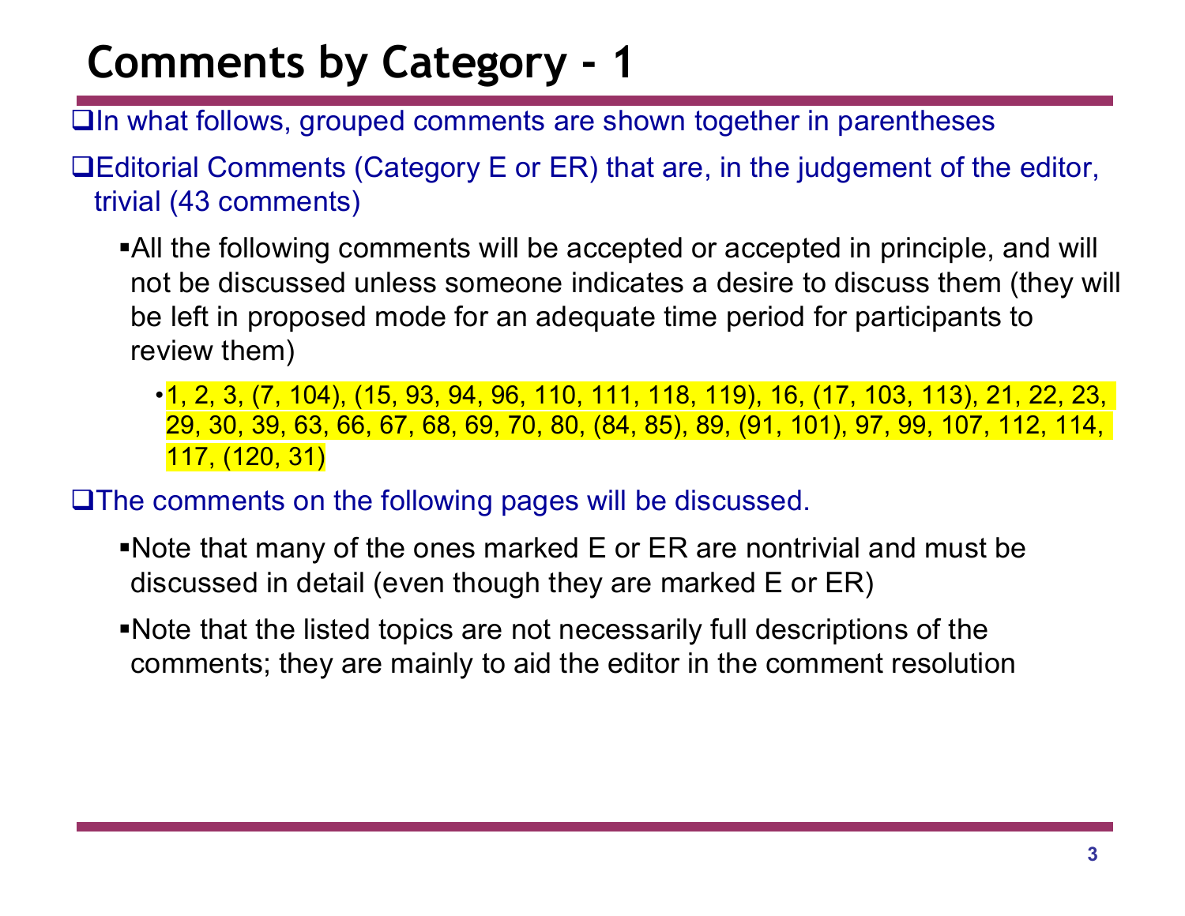# Comments by Category - 1

- In what follows, grouped comments are shown together in parentheses
- Editorial Comments (Category E or ER) that are, in the judgement of the editor, trivial (43 comments)
  - All the following comments will be accepted or accepted in principle, and will not be discussed unless someone indicates a desire to discuss them (they will be left in proposed mode for an adequate time period for participants to review them)
    - 1, 2, 3, (7, 104), (15, 93, 94, 96, 110, 111, 118, 119), 16, (17, 103, 113), 21, 22, 23, 29, 30, 39, 63, 66, 67, 68, 69, 70, 80, (84, 85), 89, (91, 101), 97, 99, 107, 112, 114, 117, (120, 31)
- The comments on the following pages will be discussed.
  - Note that many of the ones marked E or ER are nontrivial and must be discussed in detail (even though they are marked E or ER)
  - Note that the listed topics are not necessarily full descriptions of the comments; they are mainly to aid the editor in the comment resolution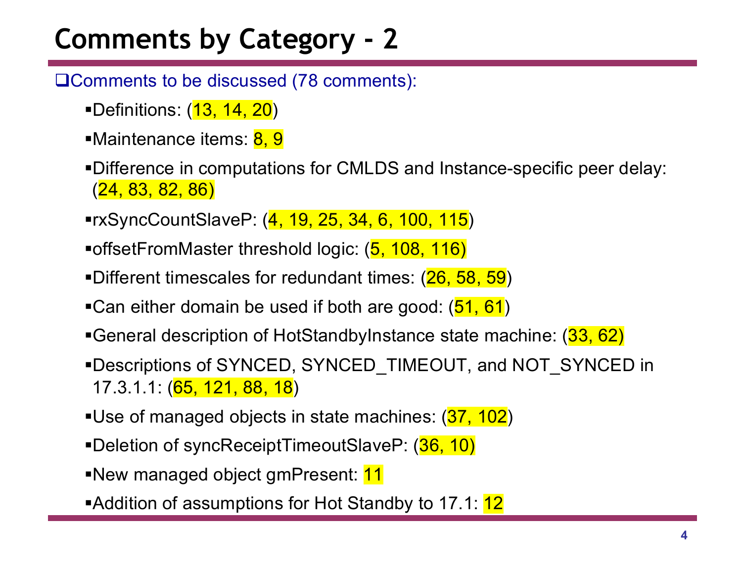# Comments by Category - 2

- Comments to be discussed (78 comments):
  - Definitions: (13, 14, 20)
  - Maintenance items: 8, 9
  - Difference in computations for CMLDS and Instance-specific peer delay: (24, 83, 82, 86)
  - rxSyncCountSlaveP: (4, 19, 25, 34, 6, 100, 115)
  - offsetFromMaster threshold logic: (5, 108, 116)
  - Different timescales for redundant times: (26, 58, 59)
  - Can either domain be used if both are good: (51, 61)
  - General description of HotStandbyInstance state machine: (33, 62)
  - Descriptions of SYNCED, SYNCED_TIMEOUT, and NOT_SYNCED in 17.3.1.1: (65, 121, 88, 18)
  - Use of managed objects in state machines: (37, 102)
  - Deletion of syncReceiptTimeoutSlaveP: (36, 10)
  - New managed object gmPresent: 11
  - Addition of assumptions for Hot Standby to 17.1: 12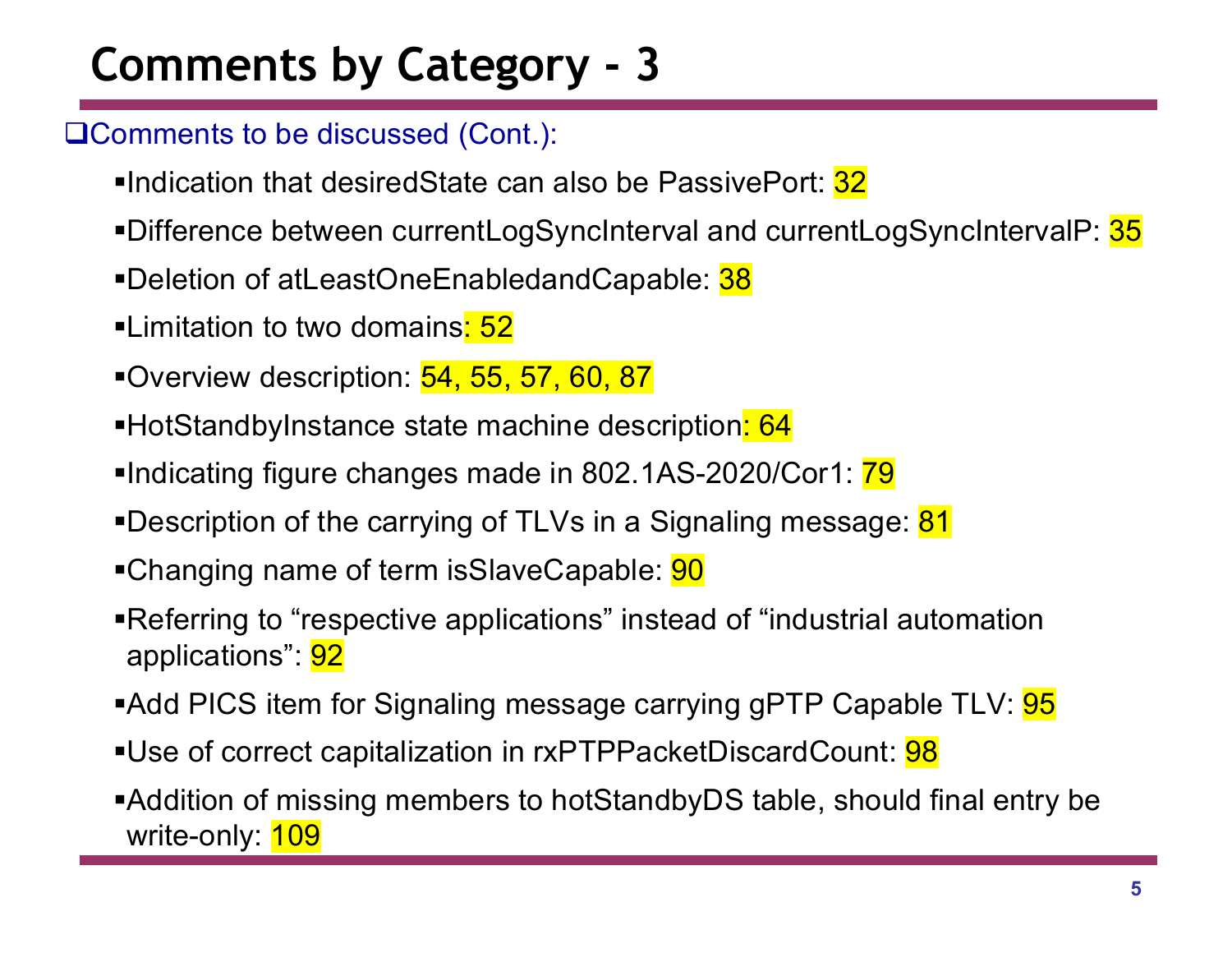# Comments by Category - 3

- Comments to be discussed (Cont.):
  - Indication that desiredState can also be PassivePort: 32
  - Difference between currentLogSyncInterval and currentLogSyncIntervalP: 35
  - Deletion of atLeastOneEnabledandCapable: 38
  - Limitation to two domains: 52
  - Overview description: 54, 55, 57, 60, 87
  - HotStandbyInstance state machine description: 64
  - Indicating figure changes made in 802.1AS-2020/Cor1: 79
  - Description of the carrying of TLVs in a Signaling message: 81
  - Changing name of term isSlaveCapable: 90
  - Referring to “respective applications” instead of “industrial automation applications”: 92
  - Add PICS item for Signaling message carrying gPTP Capable TLV: 95
  - Use of correct capitalization in rxPTPPacketDiscardCount: 98
  - Addition of missing members to hotStandbyDS table, should final entry be write-only: 109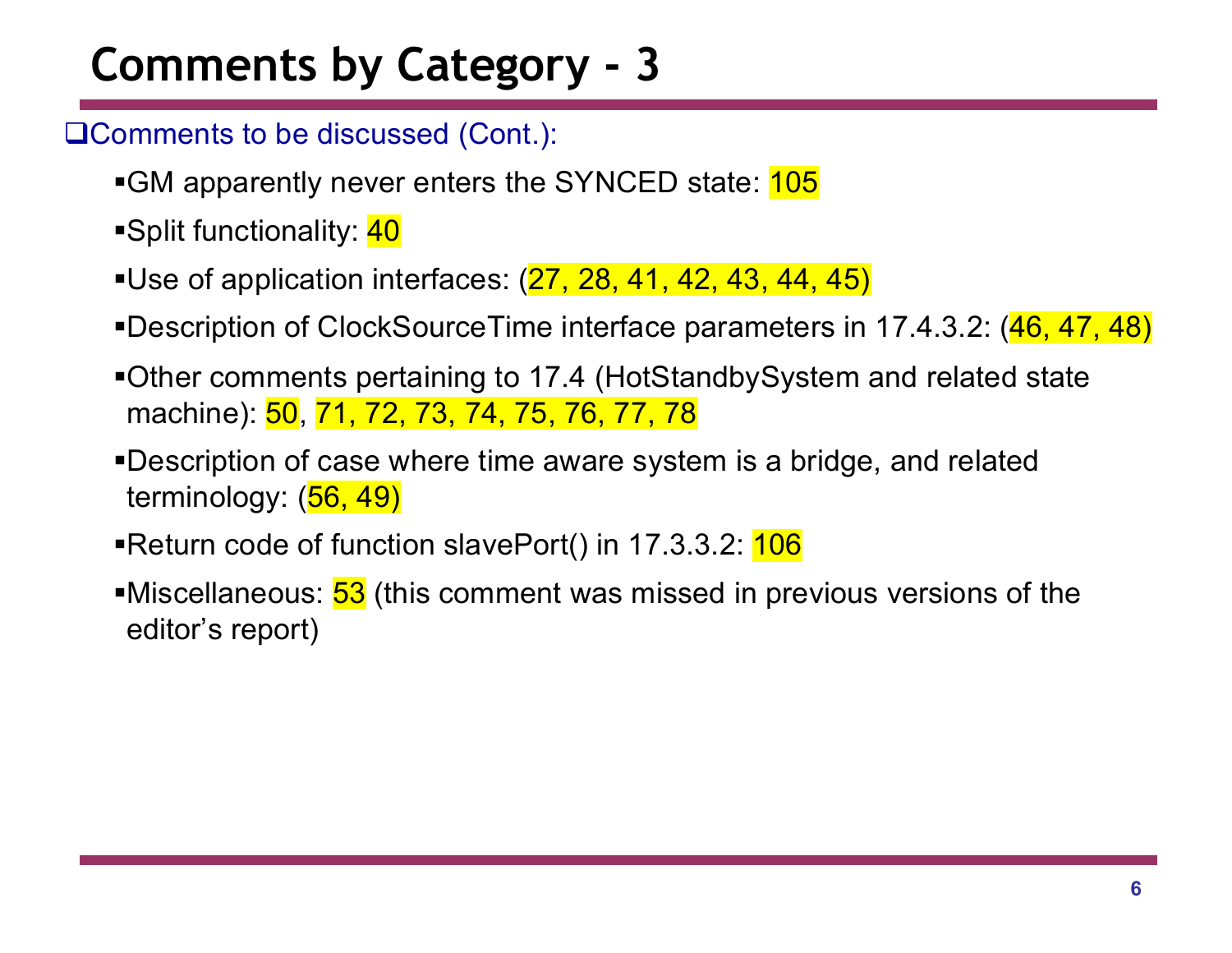# Comments by Category - 3

- Comments to be discussed (Cont.):
  - GM apparently never enters the SYNCED state: 105
  - Split functionality: 40
  - Use of application interfaces: (27, 28, 41, 42, 43, 44, 45)
  - Description of ClockSourceTime interface parameters in 17.4.3.2: (46, 47, 48)
  - Other comments pertaining to 17.4 (HotStandbySystem and related state machine): 50, 71, 72, 73, 74, 75, 76, 77, 78
  - Description of case where time aware system is a bridge, and related terminology: (56, 49)
  - Return code of function slavePort() in 17.3.3.2: 106
  - Miscellaneous: 53 (this comment was missed in previous versions of the editor's report)